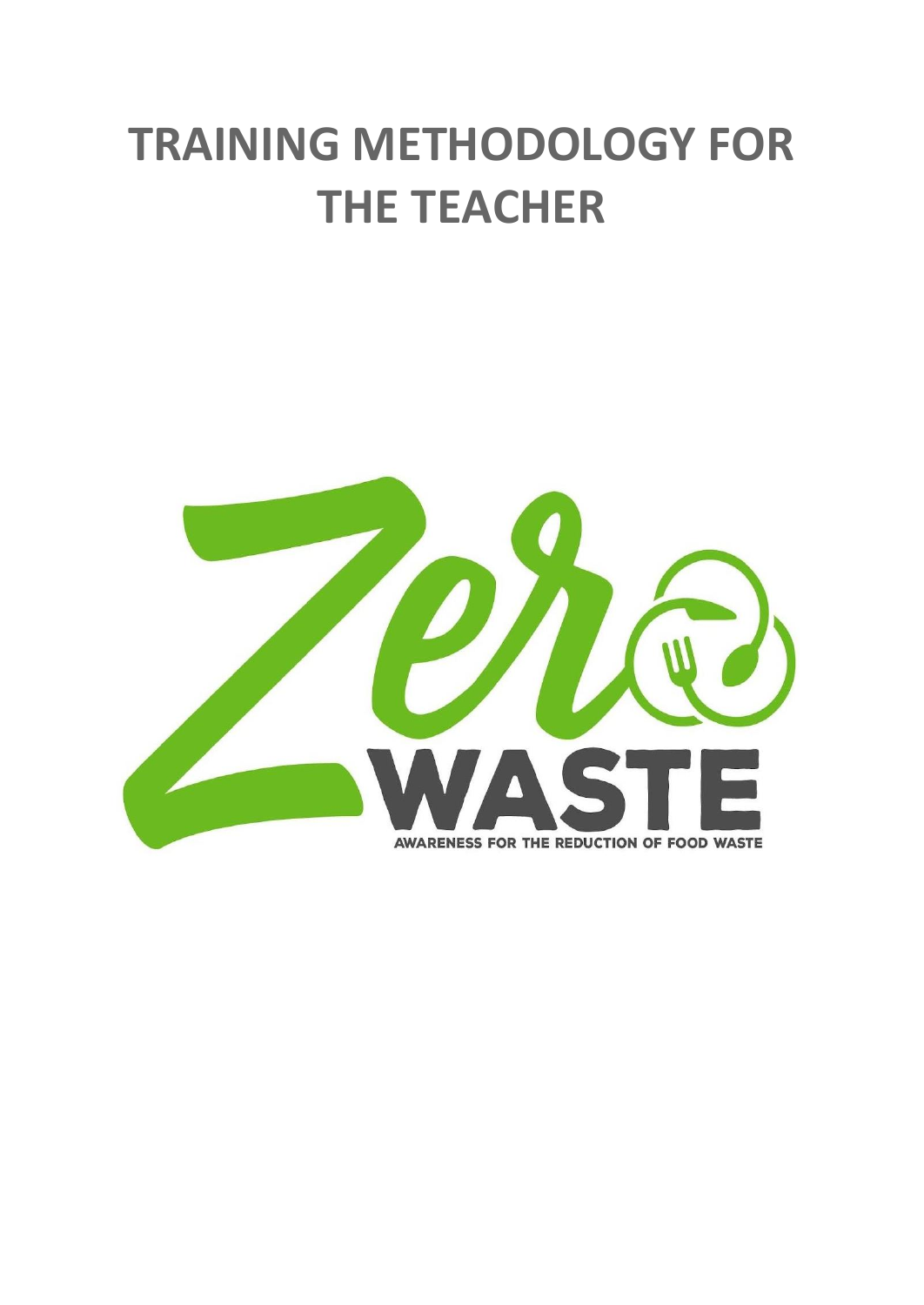# TRAINING METHODOLOGY FOR THE TEACHER

Zero WASTE

AWARENESS FOR THE REDUCTION OF FOOD WASTE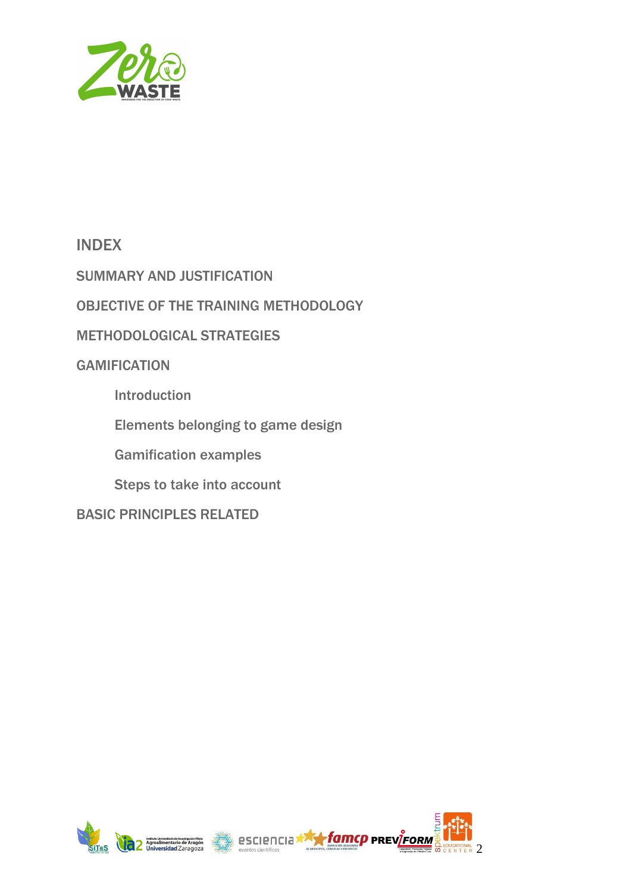# INDEX

SUMMARY AND JUSTIFICATION

OBJECTIVE OF THE TRAINING METHODOLOGY

METHODOLOGICAL STRATEGIES

GAMIFICATION

- Introduction
- Elements belonging to game design
- Gamification examples
- Steps to take into account

BASIC PRINCIPLES RELATED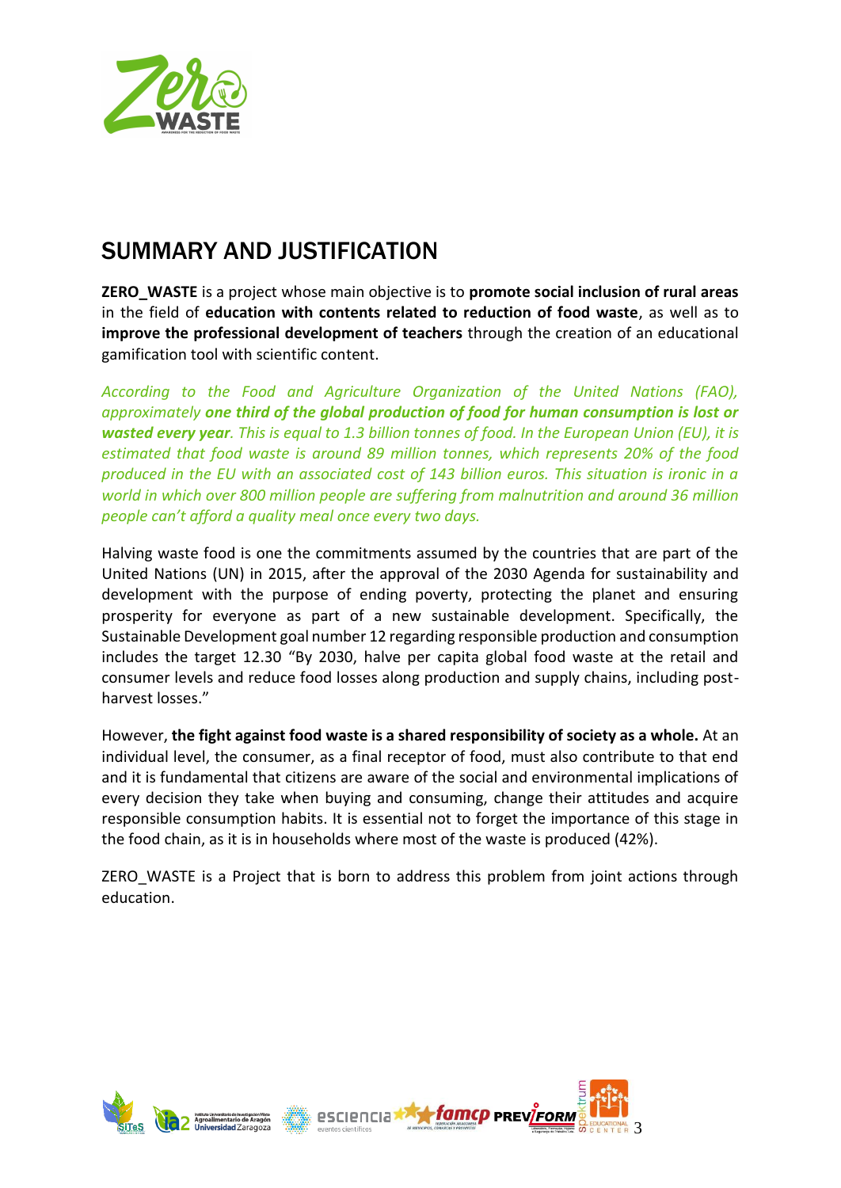## SUMMARY AND JUSTIFICATION

**ZERO_WASTE** is a project whose main objective is to **promote social inclusion of rural areas** in the field of **education with contents related to reduction of food waste**, as well as to **improve the professional development of teachers** through the creation of an educational gamification tool with scientific content.

*According to the Food and Agriculture Organization of the United Nations (FAO), approximately* ***one third of the global production of food for human consumption is lost or wasted every year****. This is equal to 1.3 billion tonnes of food. In the European Union (EU), it is estimated that food waste is around 89 million tonnes, which represents 20% of the food produced in the EU with an associated cost of 143 billion euros. This situation is ironic in a world in which over 800 million people are suffering from malnutrition and around 36 million people can't afford a quality meal once every two days.*

Halving waste food is one the commitments assumed by the countries that are part of the United Nations (UN) in 2015, after the approval of the 2030 Agenda for sustainability and development with the purpose of ending poverty, protecting the planet and ensuring prosperity for everyone as part of a new sustainable development. Specifically, the Sustainable Development goal number 12 regarding responsible production and consumption includes the target 12.30 "By 2030, halve per capita global food waste at the retail and consumer levels and reduce food losses along production and supply chains, including post-harvest losses."

However, **the fight against food waste is a shared responsibility of society as a whole.** At an individual level, the consumer, as a final receptor of food, must also contribute to that end and it is fundamental that citizens are aware of the social and environmental implications of every decision they take when buying and consuming, change their attitudes and acquire responsible consumption habits. It is essential not to forget the importance of this stage in the food chain, as it is in households where most of the waste is produced (42%).

ZERO_WASTE is a Project that is born to address this problem from joint actions through education.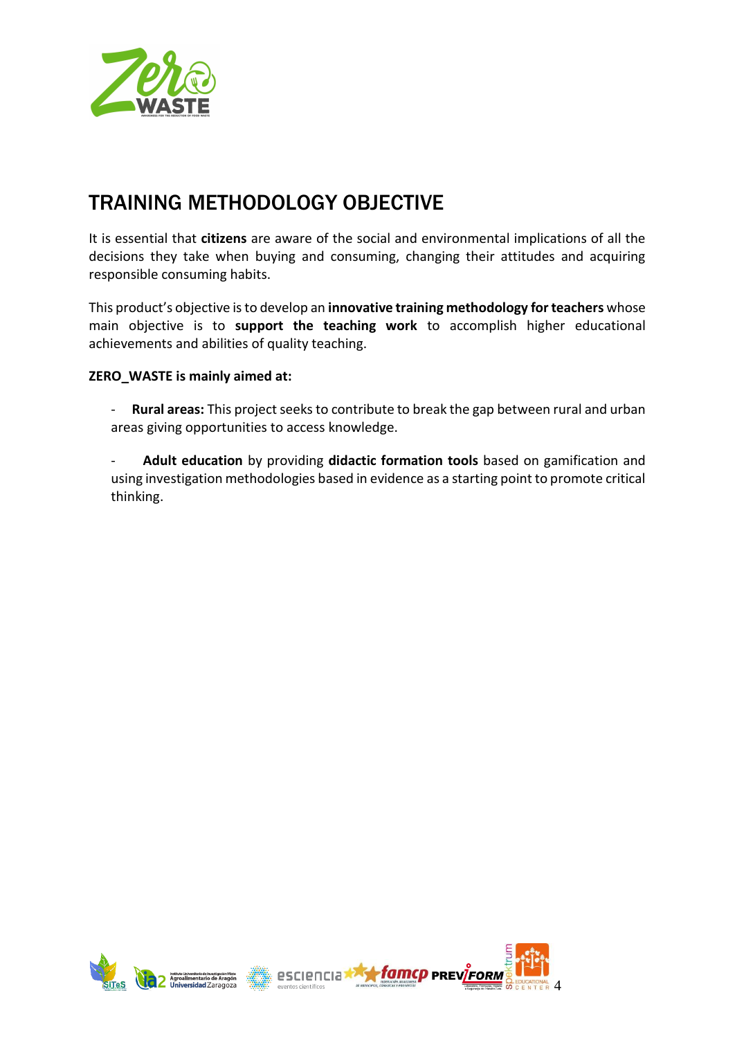## TRAINING METHODOLOGY OBJECTIVE

It is essential that **citizens** are aware of the social and environmental implications of all the decisions they take when buying and consuming, changing their attitudes and acquiring responsible consuming habits.

This product's objective is to develop an **innovative training methodology for teachers** whose main objective is to **support the teaching work** to accomplish higher educational achievements and abilities of quality teaching.

**ZERO_WASTE is mainly aimed at:**

- **Rural areas:** This project seeks to contribute to break the gap between rural and urban areas giving opportunities to access knowledge.

- **Adult education** by providing **didactic formation tools** based on gamification and using investigation methodologies based in evidence as a starting point to promote critical thinking.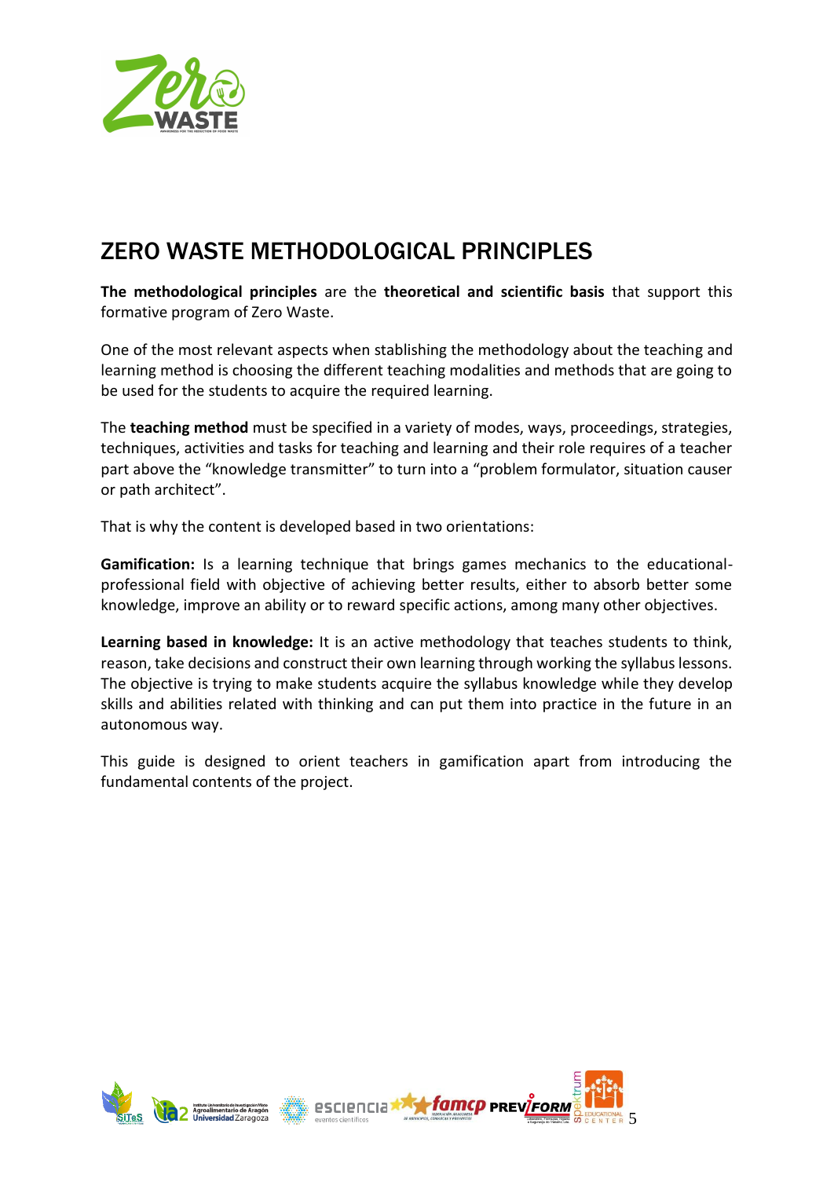# ZERO WASTE METHODOLOGICAL PRINCIPLES

**The methodological principles** are the **theoretical and scientific basis** that support this formative program of Zero Waste.

One of the most relevant aspects when stablishing the methodology about the teaching and learning method is choosing the different teaching modalities and methods that are going to be used for the students to acquire the required learning.

The **teaching method** must be specified in a variety of modes, ways, proceedings, strategies, techniques, activities and tasks for teaching and learning and their role requires of a teacher part above the "knowledge transmitter" to turn into a "problem formulator, situation causer or path architect".

That is why the content is developed based in two orientations:

**Gamification:** Is a learning technique that brings games mechanics to the educational-professional field with objective of achieving better results, either to absorb better some knowledge, improve an ability or to reward specific actions, among many other objectives.

**Learning based in knowledge:** It is an active methodology that teaches students to think, reason, take decisions and construct their own learning through working the syllabus lessons. The objective is trying to make students acquire the syllabus knowledge while they develop skills and abilities related with thinking and can put them into practice in the future in an autonomous way.

This guide is designed to orient teachers in gamification apart from introducing the fundamental contents of the project.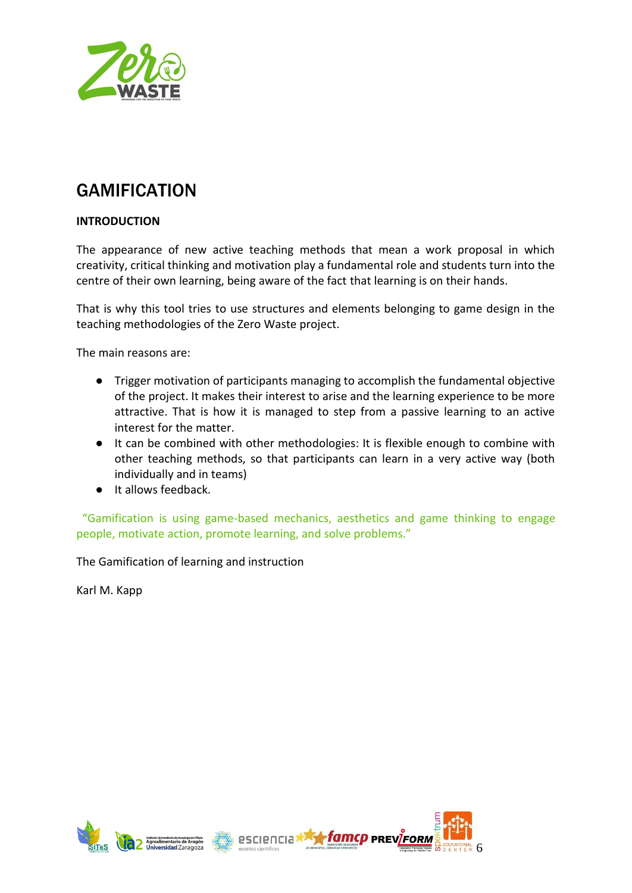# GAMIFICATION

**INTRODUCTION**

The appearance of new active teaching methods that mean a work proposal in which creativity, critical thinking and motivation play a fundamental role and students turn into the centre of their own learning, being aware of the fact that learning is on their hands.

That is why this tool tries to use structures and elements belonging to game design in the teaching methodologies of the Zero Waste project.

The main reasons are:

- Trigger motivation of participants managing to accomplish the fundamental objective of the project. It makes their interest to arise and the learning experience to be more attractive. That is how it is managed to step from a passive learning to an active interest for the matter.
- It can be combined with other methodologies: It is flexible enough to combine with other teaching methods, so that participants can learn in a very active way (both individually and in teams)
- It allows feedback.

"Gamification is using game-based mechanics, aesthetics and game thinking to engage people, motivate action, promote learning, and solve problems."

The Gamification of learning and instruction

Karl M. Kapp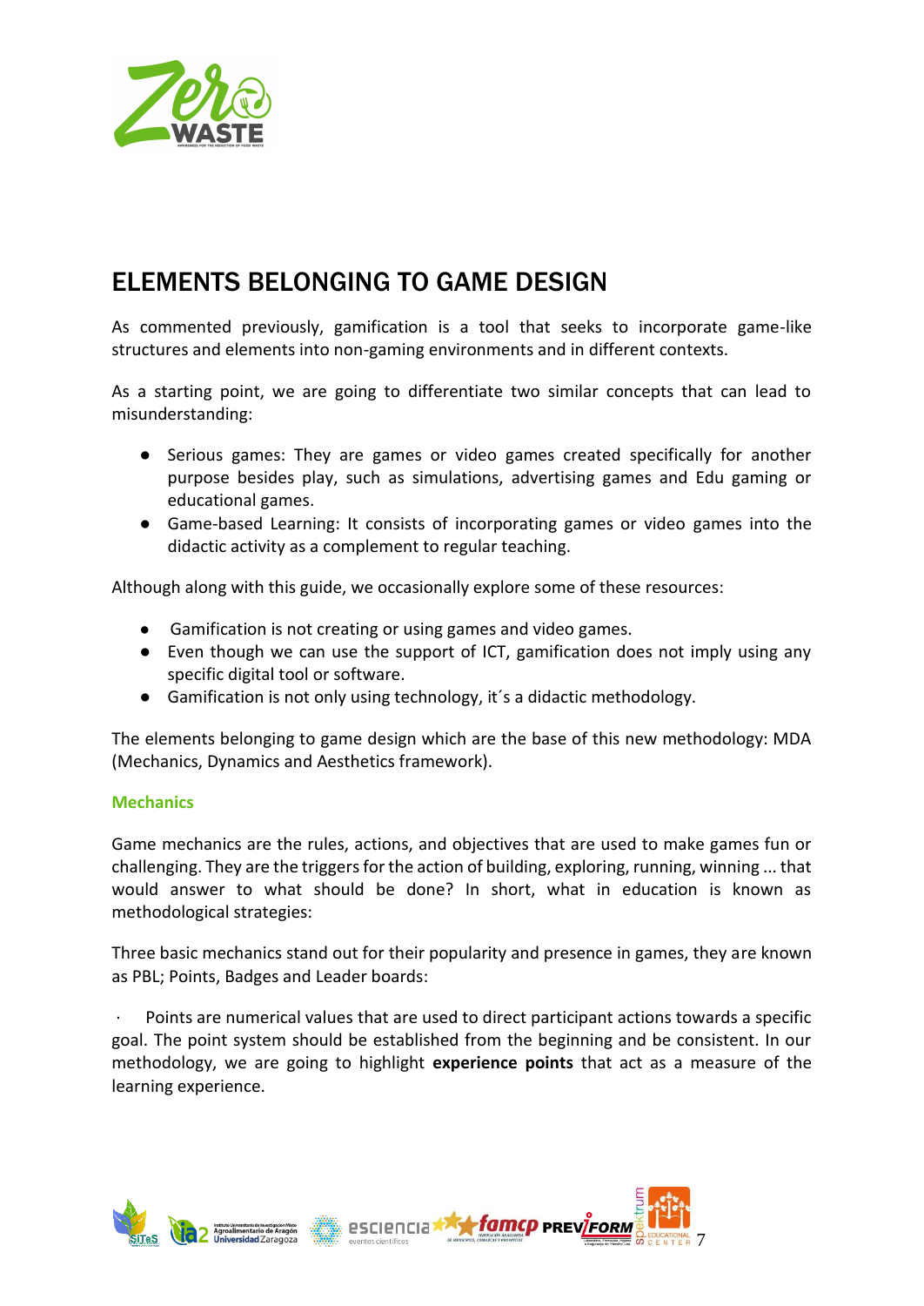# ELEMENTS BELONGING TO GAME DESIGN

As commented previously, gamification is a tool that seeks to incorporate game-like structures and elements into non-gaming environments and in different contexts.

As a starting point, we are going to differentiate two similar concepts that can lead to misunderstanding:

- Serious games: They are games or video games created specifically for another purpose besides play, such as simulations, advertising games and Edu gaming or educational games.
- Game-based Learning: It consists of incorporating games or video games into the didactic activity as a complement to regular teaching.

Although along with this guide, we occasionally explore some of these resources:

- Gamification is not creating or using games and video games.
- Even though we can use the support of ICT, gamification does not imply using any specific digital tool or software.
- Gamification is not only using technology, it´s a didactic methodology.

The elements belonging to game design which are the base of this new methodology: MDA (Mechanics, Dynamics and Aesthetics framework).

### Mechanics

Game mechanics are the rules, actions, and objectives that are used to make games fun or challenging. They are the triggers for the action of building, exploring, running, winning ... that would answer to what should be done? In short, what in education is known as methodological strategies:

Three basic mechanics stand out for their popularity and presence in games, they are known as PBL; Points, Badges and Leader boards:

· Points are numerical values that are used to direct participant actions towards a specific goal. The point system should be established from the beginning and be consistent. In our methodology, we are going to highlight **experience points** that act as a measure of the learning experience.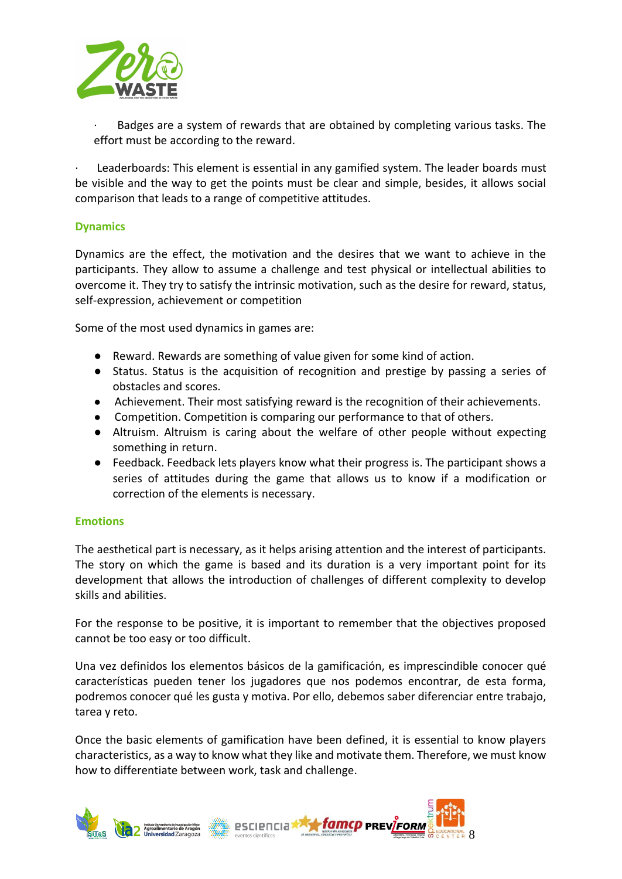· Badges are a system of rewards that are obtained by completing various tasks. The effort must be according to the reward.

· Leaderboards: This element is essential in any gamified system. The leader boards must be visible and the way to get the points must be clear and simple, besides, it allows social comparison that leads to a range of competitive attitudes.

### Dynamics

Dynamics are the effect, the motivation and the desires that we want to achieve in the participants. They allow to assume a challenge and test physical or intellectual abilities to overcome it. They try to satisfy the intrinsic motivation, such as the desire for reward, status, self-expression, achievement or competition

Some of the most used dynamics in games are:

- Reward. Rewards are something of value given for some kind of action.
- Status. Status is the acquisition of recognition and prestige by passing a series of obstacles and scores.
- Achievement. Their most satisfying reward is the recognition of their achievements.
- Competition. Competition is comparing our performance to that of others.
- Altruism. Altruism is caring about the welfare of other people without expecting something in return.
- Feedback. Feedback lets players know what their progress is. The participant shows a series of attitudes during the game that allows us to know if a modification or correction of the elements is necessary.

### Emotions

The aesthetical part is necessary, as it helps arising attention and the interest of participants. The story on which the game is based and its duration is a very important point for its development that allows the introduction of challenges of different complexity to develop skills and abilities.

For the response to be positive, it is important to remember that the objectives proposed cannot be too easy or too difficult.

Una vez definidos los elementos básicos de la gamificación, es imprescindible conocer qué características pueden tener los jugadores que nos podemos encontrar, de esta forma, podremos conocer qué les gusta y motiva. Por ello, debemos saber diferenciar entre trabajo, tarea y reto.

Once the basic elements of gamification have been defined, it is essential to know players characteristics, as a way to know what they like and motivate them. Therefore, we must know how to differentiate between work, task and challenge.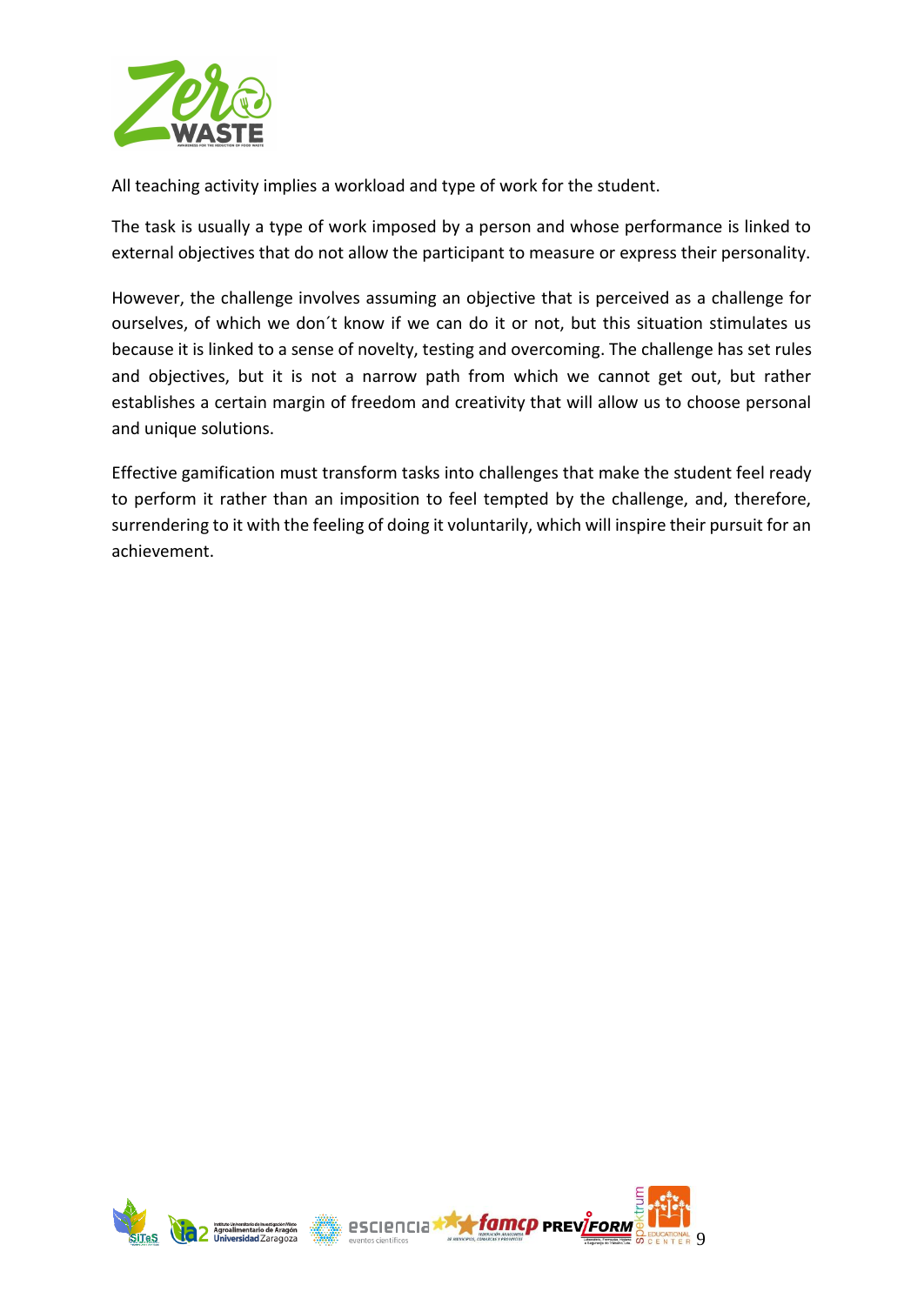All teaching activity implies a workload and type of work for the student.

The task is usually a type of work imposed by a person and whose performance is linked to external objectives that do not allow the participant to measure or express their personality.

However, the challenge involves assuming an objective that is perceived as a challenge for ourselves, of which we don´t know if we can do it or not, but this situation stimulates us because it is linked to a sense of novelty, testing and overcoming. The challenge has set rules and objectives, but it is not a narrow path from which we cannot get out, but rather establishes a certain margin of freedom and creativity that will allow us to choose personal and unique solutions.

Effective gamification must transform tasks into challenges that make the student feel ready to perform it rather than an imposition to feel tempted by the challenge, and, therefore, surrendering to it with the feeling of doing it voluntarily, which will inspire their pursuit for an achievement.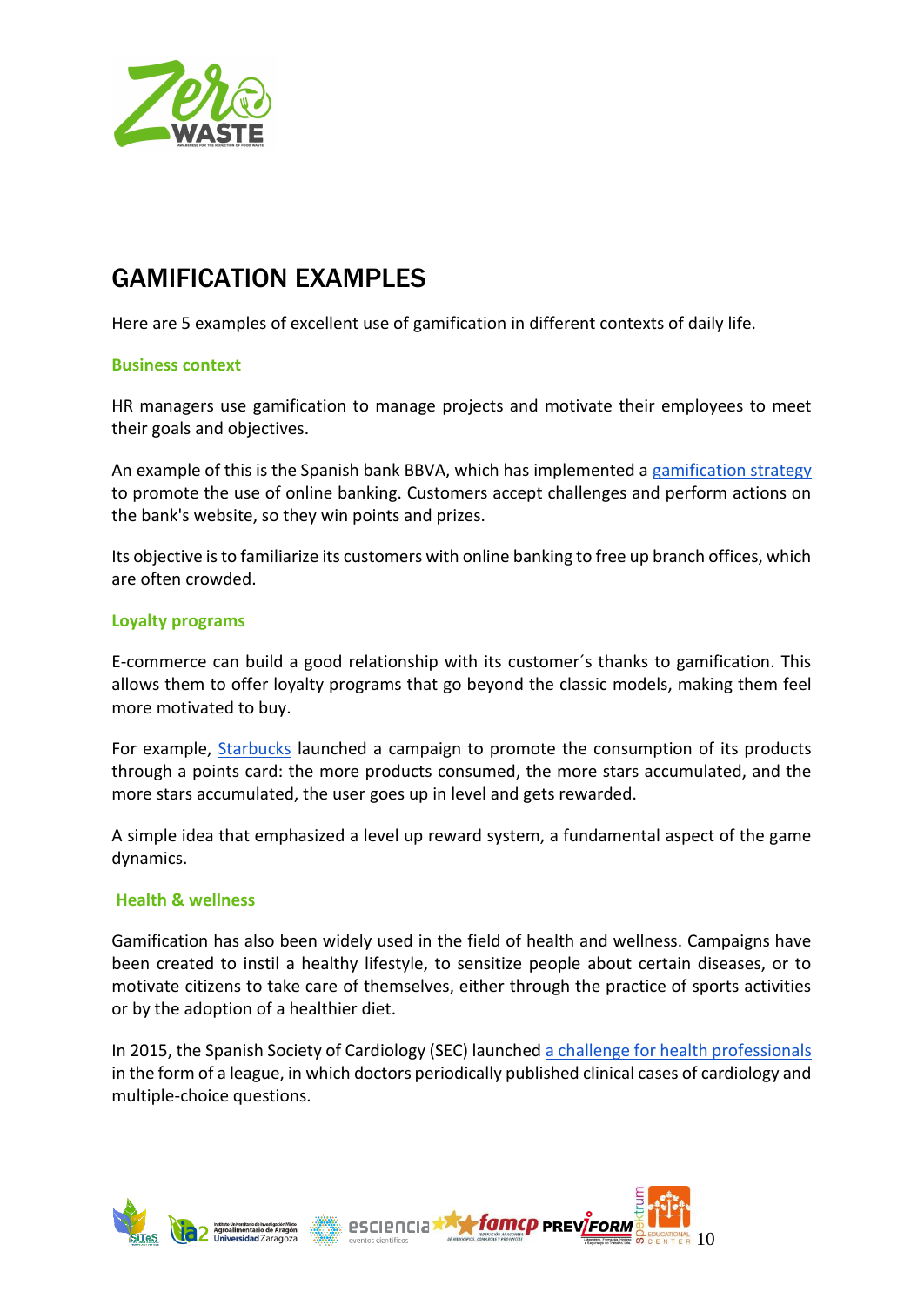# GAMIFICATION EXAMPLES

Here are 5 examples of excellent use of gamification in different contexts of daily life.

### Business context

HR managers use gamification to manage projects and motivate their employees to meet their goals and objectives.

An example of this is the Spanish bank BBVA, which has implemented a gamification strategy to promote the use of online banking. Customers accept challenges and perform actions on the bank's website, so they win points and prizes.

Its objective is to familiarize its customers with online banking to free up branch offices, which are often crowded.

### Loyalty programs

E-commerce can build a good relationship with its customer´s thanks to gamification. This allows them to offer loyalty programs that go beyond the classic models, making them feel more motivated to buy.

For example, Starbucks launched a campaign to promote the consumption of its products through a points card: the more products consumed, the more stars accumulated, and the more stars accumulated, the user goes up in level and gets rewarded.

A simple idea that emphasized a level up reward system, a fundamental aspect of the game dynamics.

### Health & wellness

Gamification has also been widely used in the field of health and wellness. Campaigns have been created to instil a healthy lifestyle, to sensitize people about certain diseases, or to motivate citizens to take care of themselves, either through the practice of sports activities or by the adoption of a healthier diet.

In 2015, the Spanish Society of Cardiology (SEC) launched a challenge for health professionals in the form of a league, in which doctors periodically published clinical cases of cardiology and multiple-choice questions.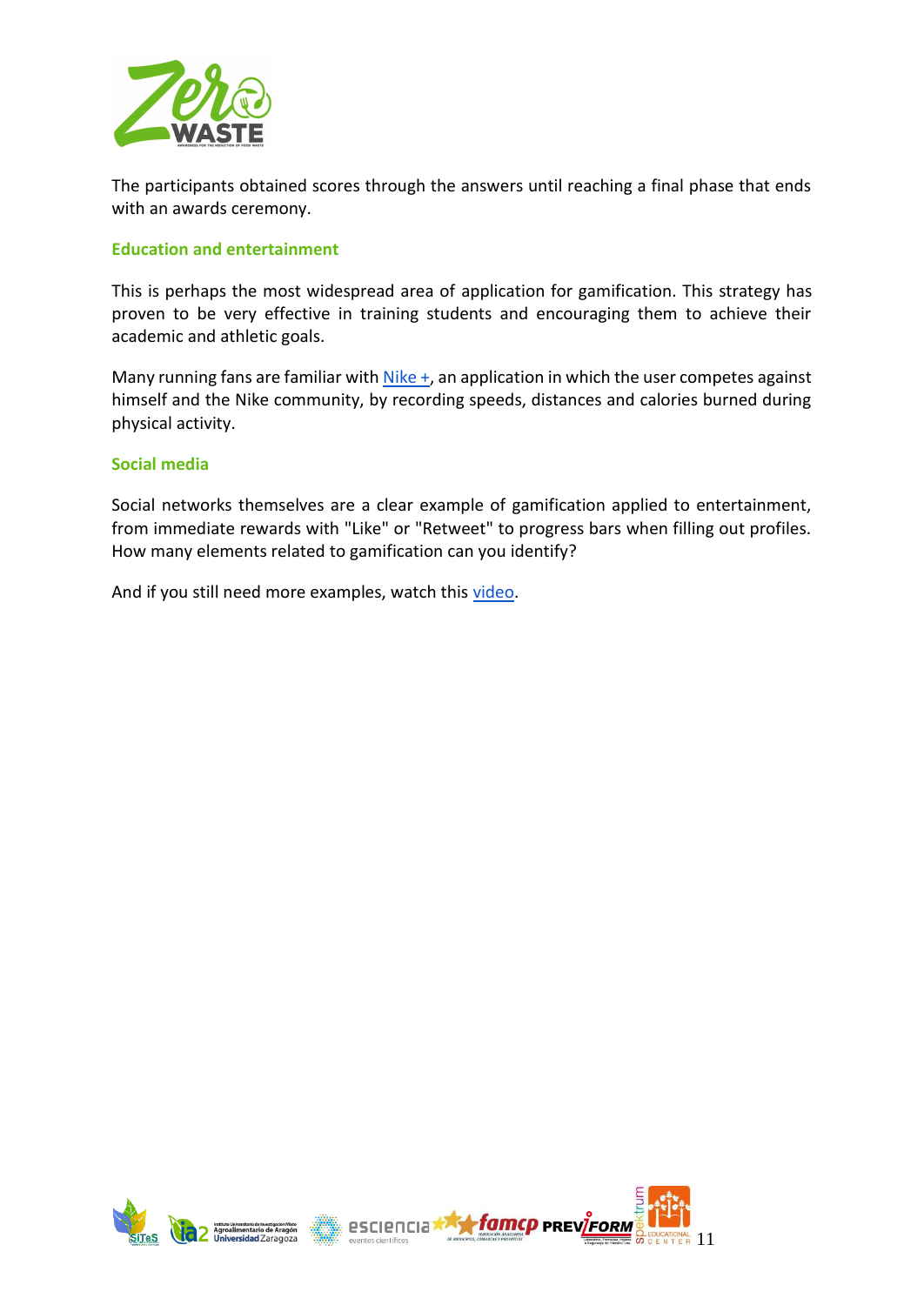The participants obtained scores through the answers until reaching a final phase that ends with an awards ceremony.

### Education and entertainment

This is perhaps the most widespread area of application for gamification. This strategy has proven to be very effective in training students and encouraging them to achieve their academic and athletic goals.

Many running fans are familiar with Nike +, an application in which the user competes against himself and the Nike community, by recording speeds, distances and calories burned during physical activity.

### Social media

Social networks themselves are a clear example of gamification applied to entertainment, from immediate rewards with "Like" or "Retweet" to progress bars when filling out profiles. How many elements related to gamification can you identify?

And if you still need more examples, watch this video.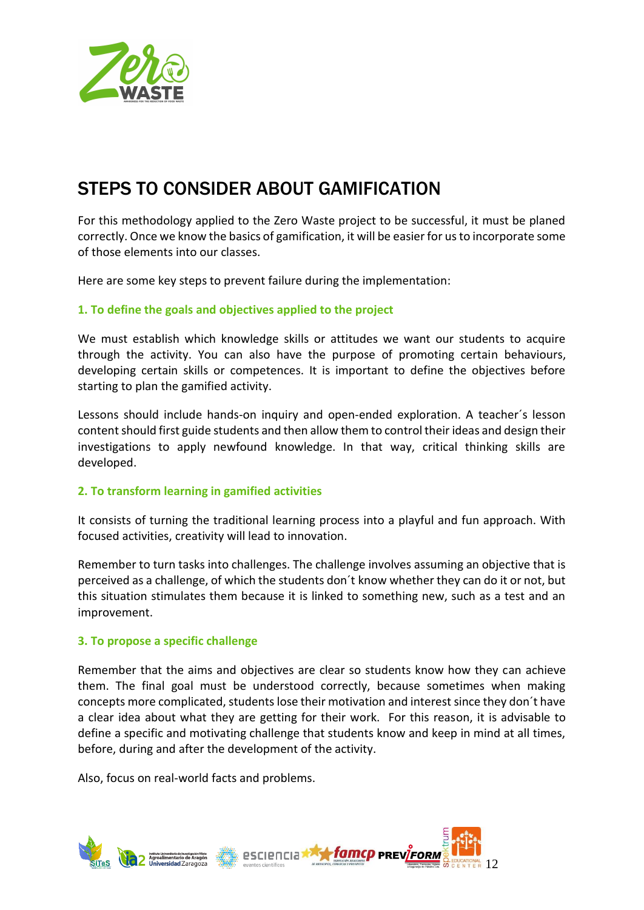## STEPS TO CONSIDER ABOUT GAMIFICATION

For this methodology applied to the Zero Waste project to be successful, it must be planed correctly. Once we know the basics of gamification, it will be easier for us to incorporate some of those elements into our classes.

Here are some key steps to prevent failure during the implementation:

### 1. To define the goals and objectives applied to the project

We must establish which knowledge skills or attitudes we want our students to acquire through the activity. You can also have the purpose of promoting certain behaviours, developing certain skills or competences. It is important to define the objectives before starting to plan the gamified activity.

Lessons should include hands-on inquiry and open-ended exploration. A teacher´s lesson content should first guide students and then allow them to control their ideas and design their investigations to apply newfound knowledge. In that way, critical thinking skills are developed.

### 2. To transform learning in gamified activities

It consists of turning the traditional learning process into a playful and fun approach. With focused activities, creativity will lead to innovation.

Remember to turn tasks into challenges. The challenge involves assuming an objective that is perceived as a challenge, of which the students don´t know whether they can do it or not, but this situation stimulates them because it is linked to something new, such as a test and an improvement.

### 3. To propose a specific challenge

Remember that the aims and objectives are clear so students know how they can achieve them. The final goal must be understood correctly, because sometimes when making concepts more complicated, students lose their motivation and interest since they don´t have a clear idea about what they are getting for their work. For this reason, it is advisable to define a specific and motivating challenge that students know and keep in mind at all times, before, during and after the development of the activity.

Also, focus on real-world facts and problems.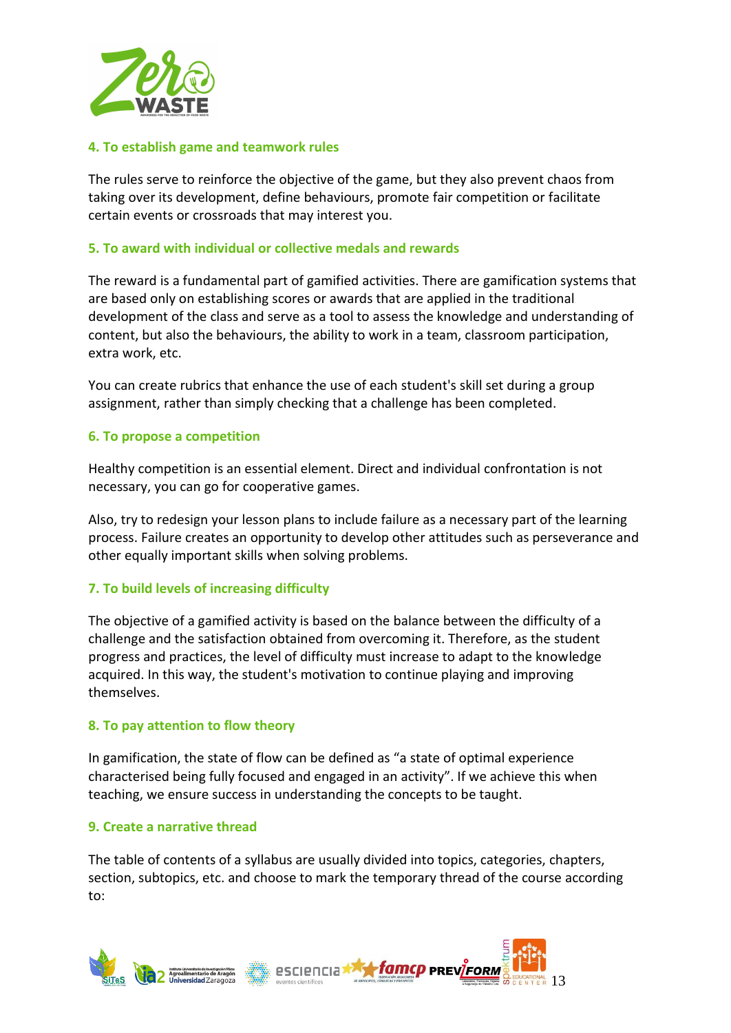#### 4. To establish game and teamwork rules

The rules serve to reinforce the objective of the game, but they also prevent chaos from taking over its development, define behaviours, promote fair competition or facilitate certain events or crossroads that may interest you.

#### 5. To award with individual or collective medals and rewards

The reward is a fundamental part of gamified activities. There are gamification systems that are based only on establishing scores or awards that are applied in the traditional development of the class and serve as a tool to assess the knowledge and understanding of content, but also the behaviours, the ability to work in a team, classroom participation, extra work, etc.

You can create rubrics that enhance the use of each student's skill set during a group assignment, rather than simply checking that a challenge has been completed.

#### 6. To propose a competition

Healthy competition is an essential element. Direct and individual confrontation is not necessary, you can go for cooperative games.

Also, try to redesign your lesson plans to include failure as a necessary part of the learning process. Failure creates an opportunity to develop other attitudes such as perseverance and other equally important skills when solving problems.

#### 7. To build levels of increasing difficulty

The objective of a gamified activity is based on the balance between the difficulty of a challenge and the satisfaction obtained from overcoming it. Therefore, as the student progress and practices, the level of difficulty must increase to adapt to the knowledge acquired. In this way, the student's motivation to continue playing and improving themselves.

#### 8. To pay attention to flow theory

In gamification, the state of flow can be defined as "a state of optimal experience characterised being fully focused and engaged in an activity". If we achieve this when teaching, we ensure success in understanding the concepts to be taught.

#### 9. Create a narrative thread

The table of contents of a syllabus are usually divided into topics, categories, chapters, section, subtopics, etc. and choose to mark the temporary thread of the course according to: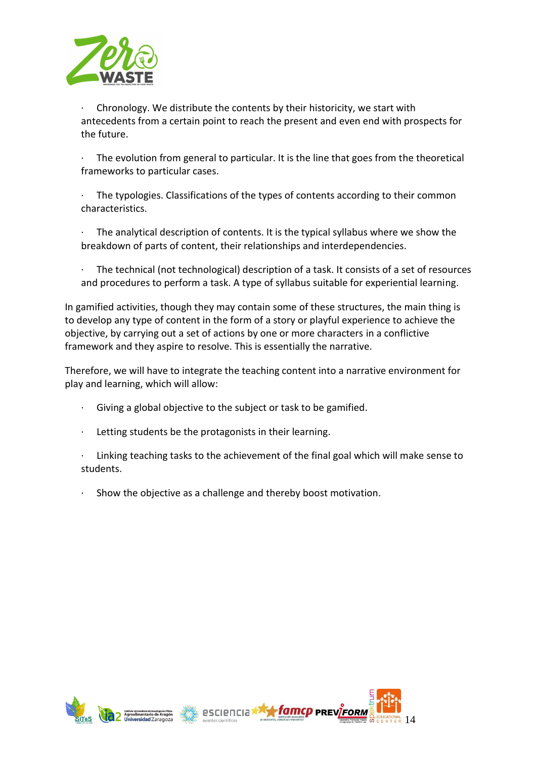- Chronology. We distribute the contents by their historicity, we start with antecedents from a certain point to reach the present and even end with prospects for the future.

- The evolution from general to particular. It is the line that goes from the theoretical frameworks to particular cases.

- The typologies. Classifications of the types of contents according to their common characteristics.

- The analytical description of contents. It is the typical syllabus where we show the breakdown of parts of content, their relationships and interdependencies.

- The technical (not technological) description of a task. It consists of a set of resources and procedures to perform a task. A type of syllabus suitable for experiential learning.

In gamified activities, though they may contain some of these structures, the main thing is to develop any type of content in the form of a story or playful experience to achieve the objective, by carrying out a set of actions by one or more characters in a conflictive framework and they aspire to resolve. This is essentially the narrative.

Therefore, we will have to integrate the teaching content into a narrative environment for play and learning, which will allow:

- Giving a global objective to the subject or task to be gamified.

- Letting students be the protagonists in their learning.

- Linking teaching tasks to the achievement of the final goal which will make sense to students.

- Show the objective as a challenge and thereby boost motivation.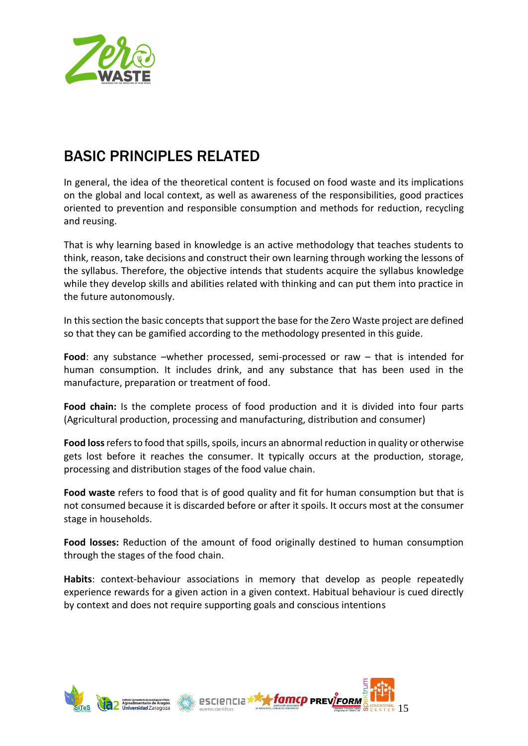## BASIC PRINCIPLES RELATED

In general, the idea of the theoretical content is focused on food waste and its implications on the global and local context, as well as awareness of the responsibilities, good practices oriented to prevention and responsible consumption and methods for reduction, recycling and reusing.

That is why learning based in knowledge is an active methodology that teaches students to think, reason, take decisions and construct their own learning through working the lessons of the syllabus. Therefore, the objective intends that students acquire the syllabus knowledge while they develop skills and abilities related with thinking and can put them into practice in the future autonomously.

In this section the basic concepts that support the base for the Zero Waste project are defined so that they can be gamified according to the methodology presented in this guide.

**Food**: any substance –whether processed, semi-processed or raw – that is intended for human consumption. It includes drink, and any substance that has been used in the manufacture, preparation or treatment of food.

**Food chain:** Is the complete process of food production and it is divided into four parts (Agricultural production, processing and manufacturing, distribution and consumer)

**Food loss** refers to food that spills, spoils, incurs an abnormal reduction in quality or otherwise gets lost before it reaches the consumer. It typically occurs at the production, storage, processing and distribution stages of the food value chain.

**Food waste** refers to food that is of good quality and fit for human consumption but that is not consumed because it is discarded before or after it spoils. It occurs most at the consumer stage in households.

**Food losses:** Reduction of the amount of food originally destined to human consumption through the stages of the food chain.

**Habits**: context-behaviour associations in memory that develop as people repeatedly experience rewards for a given action in a given context. Habitual behaviour is cued directly by context and does not require supporting goals and conscious intentions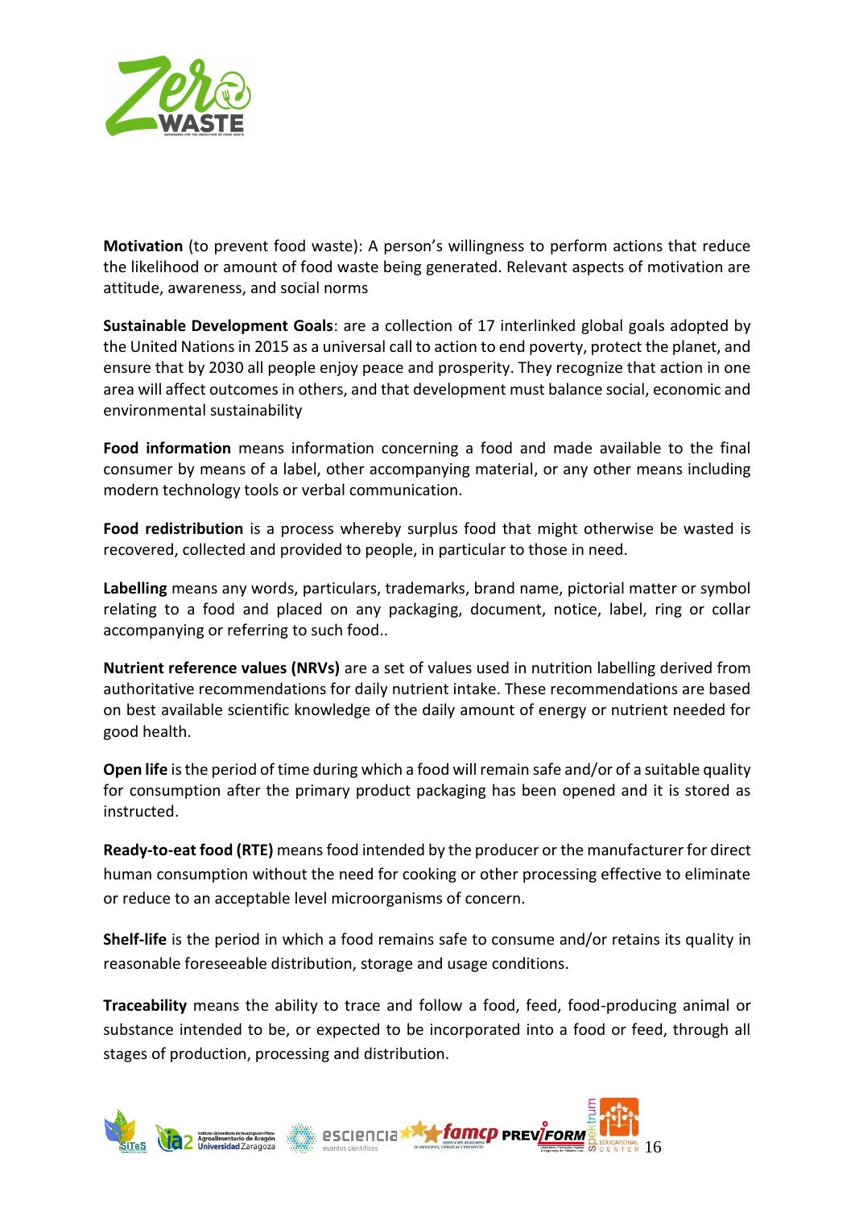**Motivation** (to prevent food waste): A person's willingness to perform actions that reduce the likelihood or amount of food waste being generated. Relevant aspects of motivation are attitude, awareness, and social norms

**Sustainable Development Goals**: are a collection of 17 interlinked global goals adopted by the United Nations in 2015 as a universal call to action to end poverty, protect the planet, and ensure that by 2030 all people enjoy peace and prosperity. They recognize that action in one area will affect outcomes in others, and that development must balance social, economic and environmental sustainability

**Food information** means information concerning a food and made available to the final consumer by means of a label, other accompanying material, or any other means including modern technology tools or verbal communication.

**Food redistribution** is a process whereby surplus food that might otherwise be wasted is recovered, collected and provided to people, in particular to those in need.

**Labelling** means any words, particulars, trademarks, brand name, pictorial matter or symbol relating to a food and placed on any packaging, document, notice, label, ring or collar accompanying or referring to such food..

**Nutrient reference values (NRVs)** are a set of values used in nutrition labelling derived from authoritative recommendations for daily nutrient intake. These recommendations are based on best available scientific knowledge of the daily amount of energy or nutrient needed for good health.

**Open life** is the period of time during which a food will remain safe and/or of a suitable quality for consumption after the primary product packaging has been opened and it is stored as instructed.

**Ready-to-eat food (RTE)** means food intended by the producer or the manufacturer for direct human consumption without the need for cooking or other processing effective to eliminate or reduce to an acceptable level microorganisms of concern.

**Shelf-life** is the period in which a food remains safe to consume and/or retains its quality in reasonable foreseeable distribution, storage and usage conditions.

**Traceability** means the ability to trace and follow a food, feed, food-producing animal or substance intended to be, or expected to be incorporated into a food or feed, through all stages of production, processing and distribution.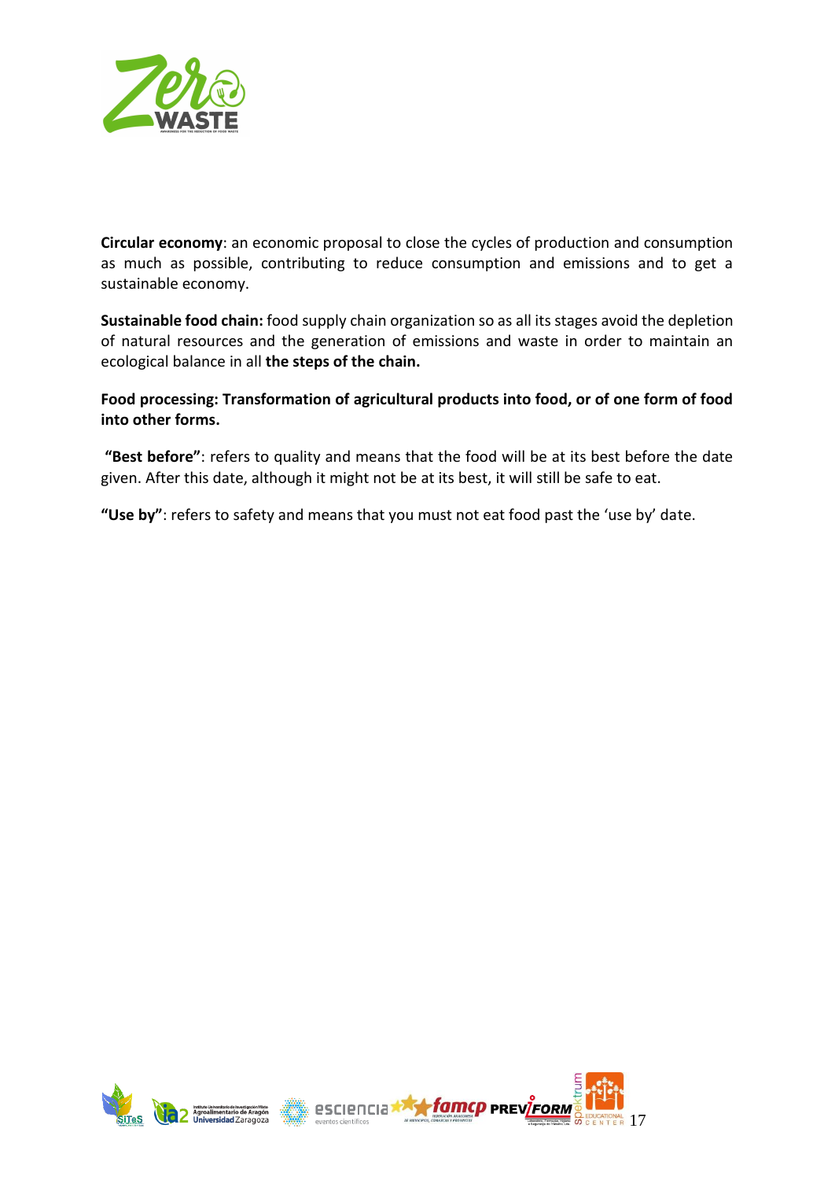**Circular economy**: an economic proposal to close the cycles of production and consumption as much as possible, contributing to reduce consumption and emissions and to get a sustainable economy.

**Sustainable food chain:** food supply chain organization so as all its stages avoid the depletion of natural resources and the generation of emissions and waste in order to maintain an ecological balance in all **the steps of the chain.**

**Food processing: Transformation of agricultural products into food, or of one form of food into other forms.**

**"Best before"**: refers to quality and means that the food will be at its best before the date given. After this date, although it might not be at its best, it will still be safe to eat.

**"Use by"**: refers to safety and means that you must not eat food past the 'use by' date.